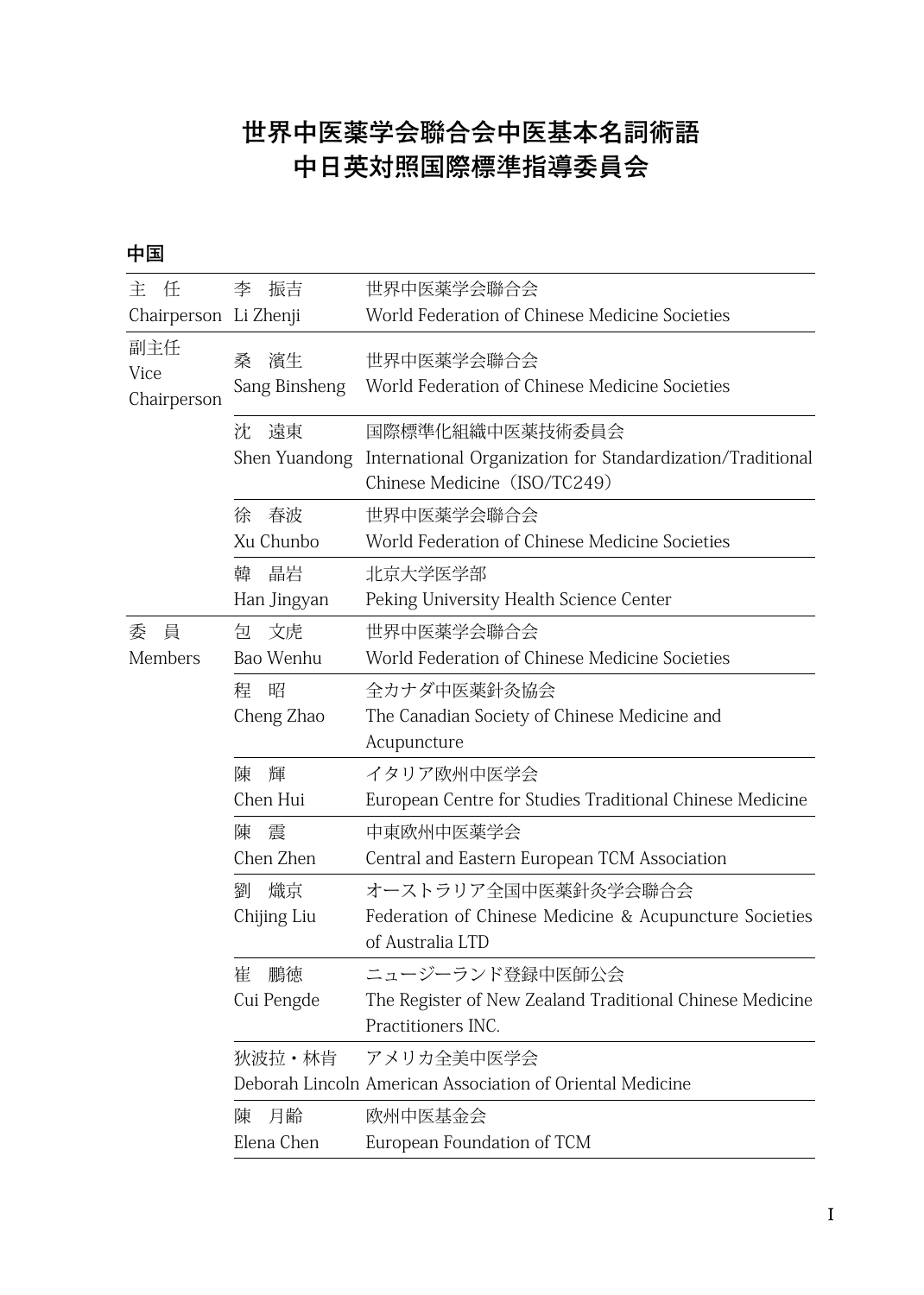# 世界中医薬学会聯合会中医基本名詞術語
# 中日英対照国際標準指導委員会

## 中国

| | | |
|---|---|---|
| 主　任<br>Chairperson | 李　振吉<br>Li Zhenji | 世界中医薬学会聯合会<br>World Federation of Chinese Medicine Societies |
| 副主任<br>Vice Chairperson | 桑　濱生<br>Sang Binsheng | 世界中医薬学会聯合会<br>World Federation of Chinese Medicine Societies |
| | 沈　遠東<br>Shen Yuandong | 国際標準化組織中医薬技術委員会<br>International Organization for Standardization/Traditional Chinese Medicine（ISO/TC249） |
| | 徐　春波<br>Xu Chunbo | 世界中医薬学会聯合会<br>World Federation of Chinese Medicine Societies |
| | 韓　晶岩<br>Han Jingyan | 北京大学医学部<br>Peking University Health Science Center |
| 委　員<br>Members | 包　文虎<br>Bao Wenhu | 世界中医薬学会聯合会<br>World Federation of Chinese Medicine Societies |
| | 程　昭<br>Cheng Zhao | 全カナダ中医薬針灸協会<br>The Canadian Society of Chinese Medicine and Acupuncture |
| | 陳　輝<br>Chen Hui | イタリア欧州中医学会<br>European Centre for Studies Traditional Chinese Medicine |
| | 陳　震<br>Chen Zhen | 中東欧州中医薬学会<br>Central and Eastern European TCM Association |
| | 劉　熾京<br>Chijing Liu | オーストラリア全国中医薬針灸学会聯合会<br>Federation of Chinese Medicine & Acupuncture Societies of Australia LTD |
| | 崔　鵬徳<br>Cui Pengde | ニュージーランド登録中医師公会<br>The Register of New Zealand Traditional Chinese Medicine Practitioners INC. |
| | 狄波拉・林肯<br>Deborah Lincoln | アメリカ全美中医学会<br>American Association of Oriental Medicine |
| | 陳　月齢<br>Elena Chen | 欧州中医基金会<br>European Foundation of TCM |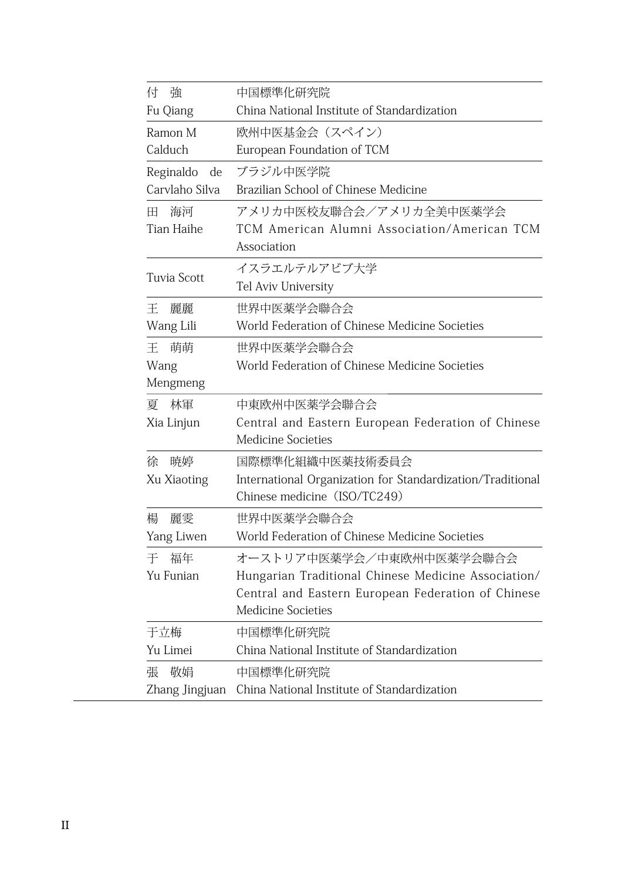| | |
|---|---|
| 付　強<br>Fu Qiang | 中国標準化研究院<br>China National Institute of Standardization |
| Ramon M Calduch | 欧州中医基金会（スペイン）<br>European Foundation of TCM |
| Reginaldo de Carvlaho Silva | ブラジル中医学院<br>Brazilian School of Chinese Medicine |
| 田　海河<br>Tian Haihe | アメリカ中医校友聯合会／アメリカ全美中医薬学会<br>TCM American Alumni Association/American TCM Association |
| Tuvia Scott | イスラエルテルアビブ大学<br>Tel Aviv University |
| 王　麗麗<br>Wang Lili | 世界中医薬学会聯合会<br>World Federation of Chinese Medicine Societies |
| 王　萌萌<br>Wang Mengmeng | 世界中医薬学会聯合会<br>World Federation of Chinese Medicine Societies |
| 夏　林軍<br>Xia Linjun | 中東欧州中医薬学会聯合会<br>Central and Eastern European Federation of Chinese Medicine Societies |
| 徐　暁婷<br>Xu Xiaoting | 国際標準化組織中医薬技術委員会<br>International Organization for Standardization/Traditional Chinese medicine（ISO/TC249） |
| 楊　麗雯<br>Yang Liwen | 世界中医薬学会聯合会<br>World Federation of Chinese Medicine Societies |
| 于　福年<br>Yu Funian | オーストリア中医薬学会／中東欧州中医薬学会聯合会<br>Hungarian Traditional Chinese Medicine Association/ Central and Eastern European Federation of Chinese Medicine Societies |
| 于立梅<br>Yu Limei | 中国標準化研究院<br>China National Institute of Standardization |
| 張　敬娟<br>Zhang Jingjuan | 中国標準化研究院<br>China National Institute of Standardization |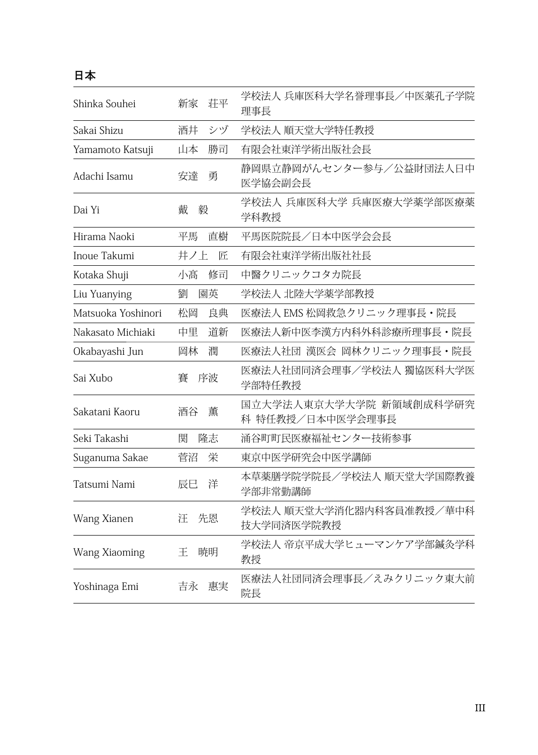## 日本

| | | |
|---|---|---|
| Shinka Souhei | 新家　荘平 | 学校法人 兵庫医科大学名誉理事長／中医薬孔子学院理事長 |
| Sakai Shizu | 酒井　シヅ | 学校法人 順天堂大学特任教授 |
| Yamamoto Katsuji | 山本　勝司 | 有限会社東洋学術出版社会長 |
| Adachi Isamu | 安達　勇 | 静岡県立静岡がんセンター参与／公益財団法人日中医学協会副会長 |
| Dai Yi | 戴　毅 | 学校法人 兵庫医科大学 兵庫医療大学薬学部医療薬学科教授 |
| Hirama Naoki | 平馬　直樹 | 平馬医院院長／日本中医学会会長 |
| Inoue Takumi | 井ノ上　匠 | 有限会社東洋学術出版社社長 |
| Kotaka Shuji | 小髙　修司 | 中醫クリニックコタカ院長 |
| Liu Yuanying | 劉　園英 | 学校法人 北陸大学薬学部教授 |
| Matsuoka Yoshinori | 松岡　良典 | 医療法人 EMS 松岡救急クリニック理事長・院長 |
| Nakasato Michiaki | 中里　道新 | 医療法人新中医李漢方内科外科診療所理事長・院長 |
| Okabayashi Jun | 岡林　潤 | 医療法人社団 漢医会 岡林クリニック理事長・院長 |
| Sai Xubo | 賽　序波 | 医療法人社団同済会理事／学校法人 獨協医科大学医学部特任教授 |
| Sakatani Kaoru | 酒谷　薫 | 国立大学法人東京大学大学院 新領域創成科学研究科 特任教授／日本中医学会理事長 |
| Seki Takashi | 関　隆志 | 涌谷町町民医療福祉センター技術参事 |
| Suganuma Sakae | 菅沼　栄 | 東京中医学研究会中医学講師 |
| Tatsumi Nami | 辰巳　洋 | 本草薬膳学院学院長／学校法人 順天堂大学国際教養学部非常勤講師 |
| Wang Xianen | 汪　先恩 | 学校法人 順天堂大学消化器内科客員准教授／華中科技大学同済医学院教授 |
| Wang Xiaoming | 王　暁明 | 学校法人 帝京平成大学ヒューマンケア学部鍼灸学科教授 |
| Yoshinaga Emi | 吉永　惠実 | 医療法人社団同済会理事長／えみクリニック東大前院長 |